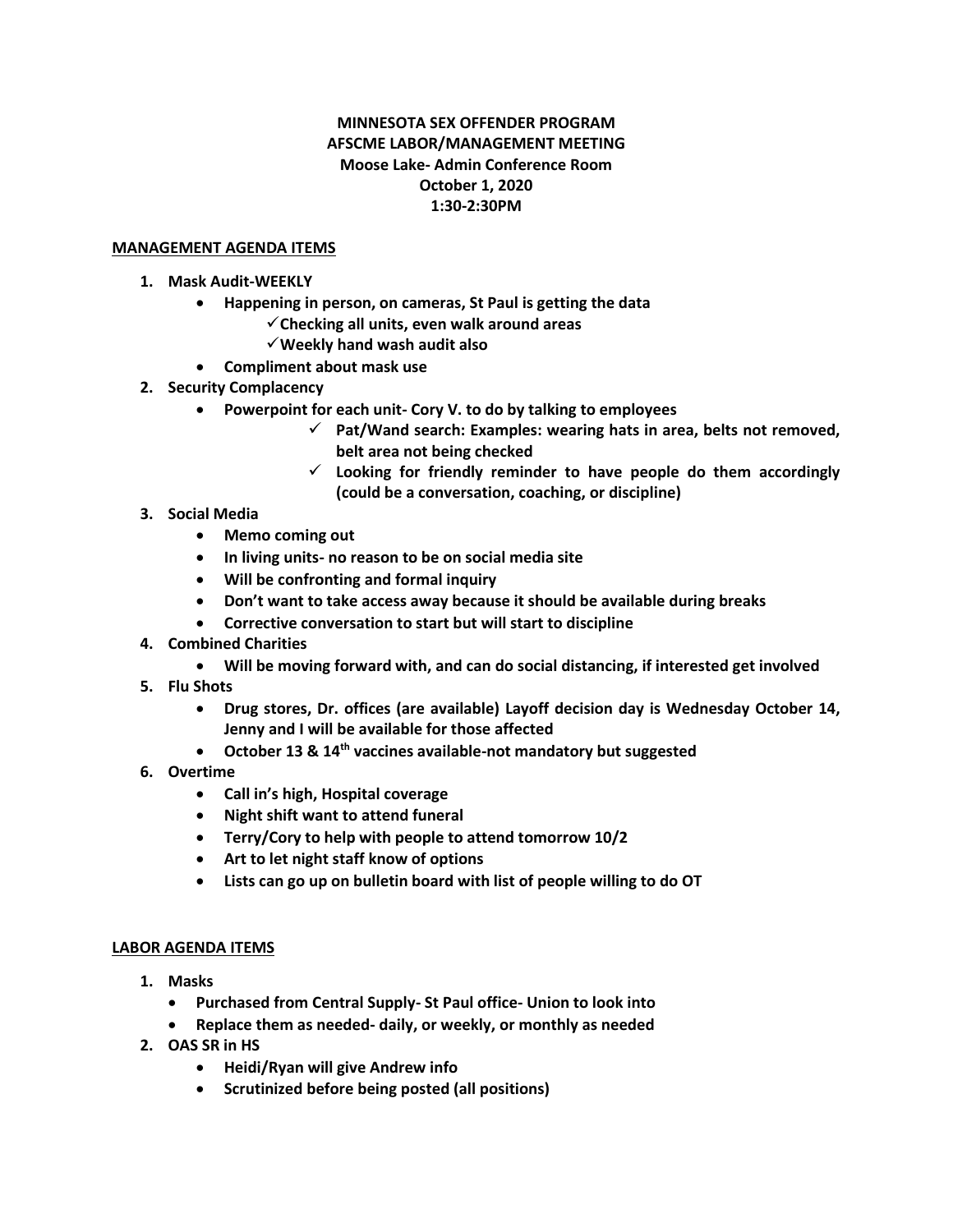**MINNESOTA SEX OFFENDER PROGRAM**
**AFSCME LABOR/MANAGEMENT MEETING**
**Moose Lake- Admin Conference Room**
**October 1, 2020**
**1:30-2:30PM**

## MANAGEMENT AGENDA ITEMS

1. **Mask Audit-WEEKLY**
   - **Happening in person, on cameras, St Paul is getting the data**
     - ✓ **Checking all units, even walk around areas**
     - ✓ **Weekly hand wash audit also**
   - **Compliment about mask use**
2. **Security Complacency**
   - **Powerpoint for each unit- Cory V. to do by talking to employees**
     - ✓ **Pat/Wand search: Examples: wearing hats in area, belts not removed, belt area not being checked**
     - ✓ **Looking for friendly reminder to have people do them accordingly (could be a conversation, coaching, or discipline)**
3. **Social Media**
   - **Memo coming out**
   - **In living units- no reason to be on social media site**
   - **Will be confronting and formal inquiry**
   - **Don't want to take access away because it should be available during breaks**
   - **Corrective conversation to start but will start to discipline**
4. **Combined Charities**
   - **Will be moving forward with, and can do social distancing, if interested get involved**
5. **Flu Shots**
   - **Drug stores, Dr. offices (are available) Layoff decision day is Wednesday October 14, Jenny and I will be available for those affected**
   - **October 13 & 14th vaccines available-not mandatory but suggested**
6. **Overtime**
   - **Call in's high, Hospital coverage**
   - **Night shift want to attend funeral**
   - **Terry/Cory to help with people to attend tomorrow 10/2**
   - **Art to let night staff know of options**
   - **Lists can go up on bulletin board with list of people willing to do OT**

## LABOR AGENDA ITEMS

1. **Masks**
   - **Purchased from Central Supply- St Paul office- Union to look into**
   - **Replace them as needed- daily, or weekly, or monthly as needed**
2. **OAS SR in HS**
   - **Heidi/Ryan will give Andrew info**
   - **Scrutinized before being posted (all positions)**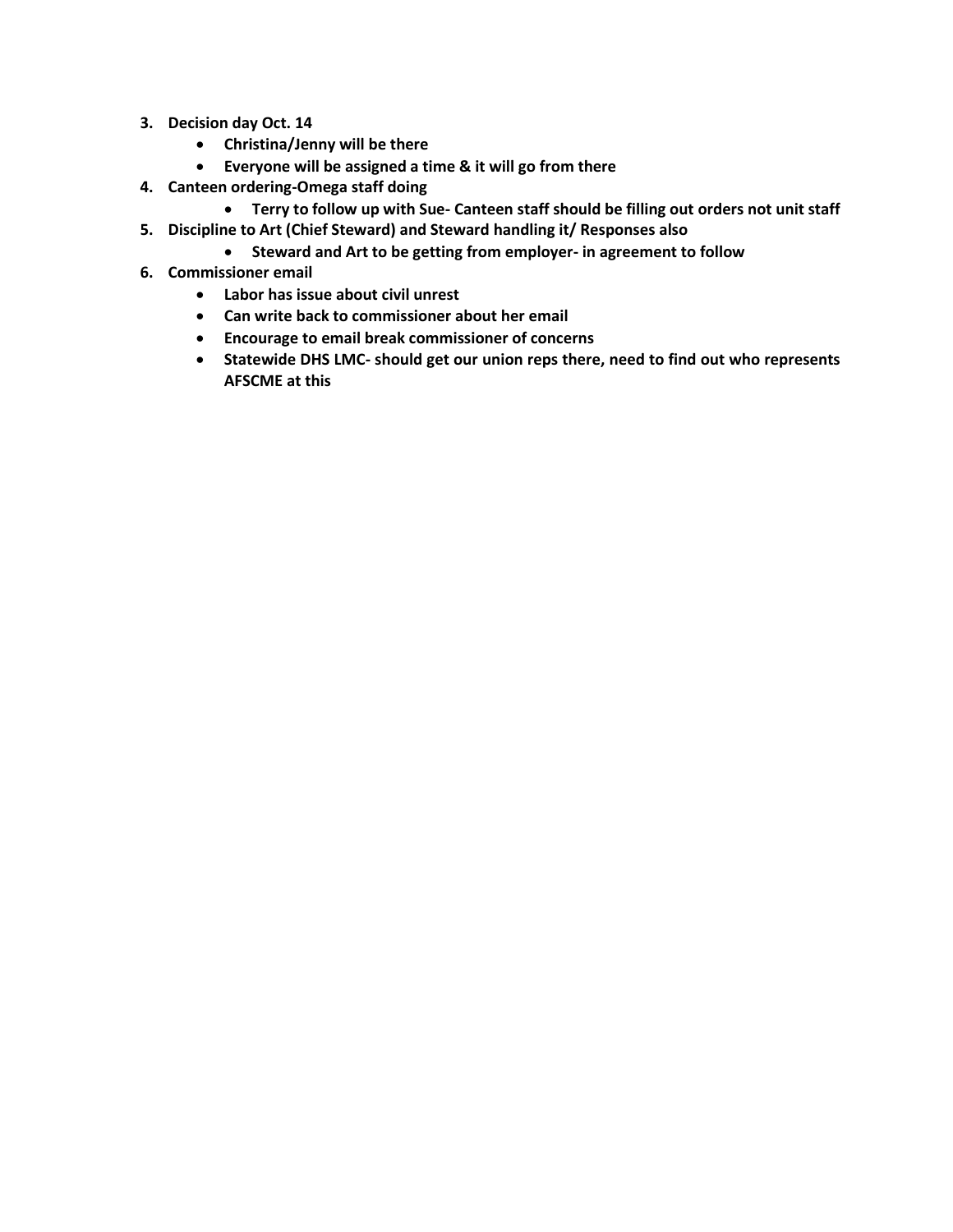3. **Decision day Oct. 14**
    - **Christina/Jenny will be there**
    - **Everyone will be assigned a time & it will go from there**
4. **Canteen ordering-Omega staff doing**
    - **Terry to follow up with Sue- Canteen staff should be filling out orders not unit staff**
5. **Discipline to Art (Chief Steward) and Steward handling it/ Responses also**
    - **Steward and Art to be getting from employer- in agreement to follow**
6. **Commissioner email**
    - **Labor has issue about civil unrest**
    - **Can write back to commissioner about her email**
    - **Encourage to email break commissioner of concerns**
    - **Statewide DHS LMC- should get our union reps there, need to find out who represents AFSCME at this**